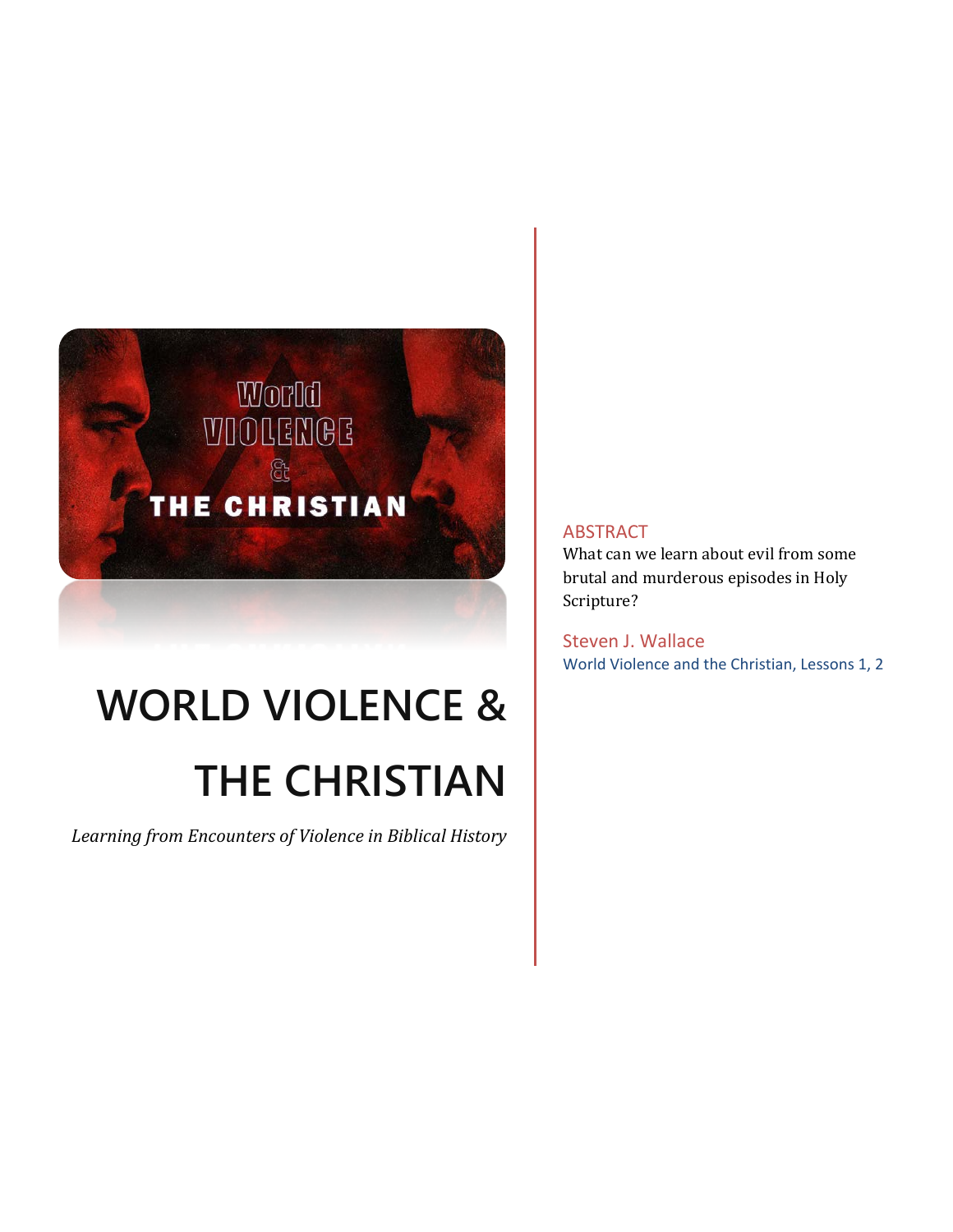# WORLD VIOLENCE & THE CHRISTIAN

*Learning from Encounters of Violence in Biblical History*

## ABSTRACT

What can we learn about evil from some brutal and murderous episodes in Holy Scripture?

Steven J. Wallace

World Violence and the Christian, Lessons 1, 2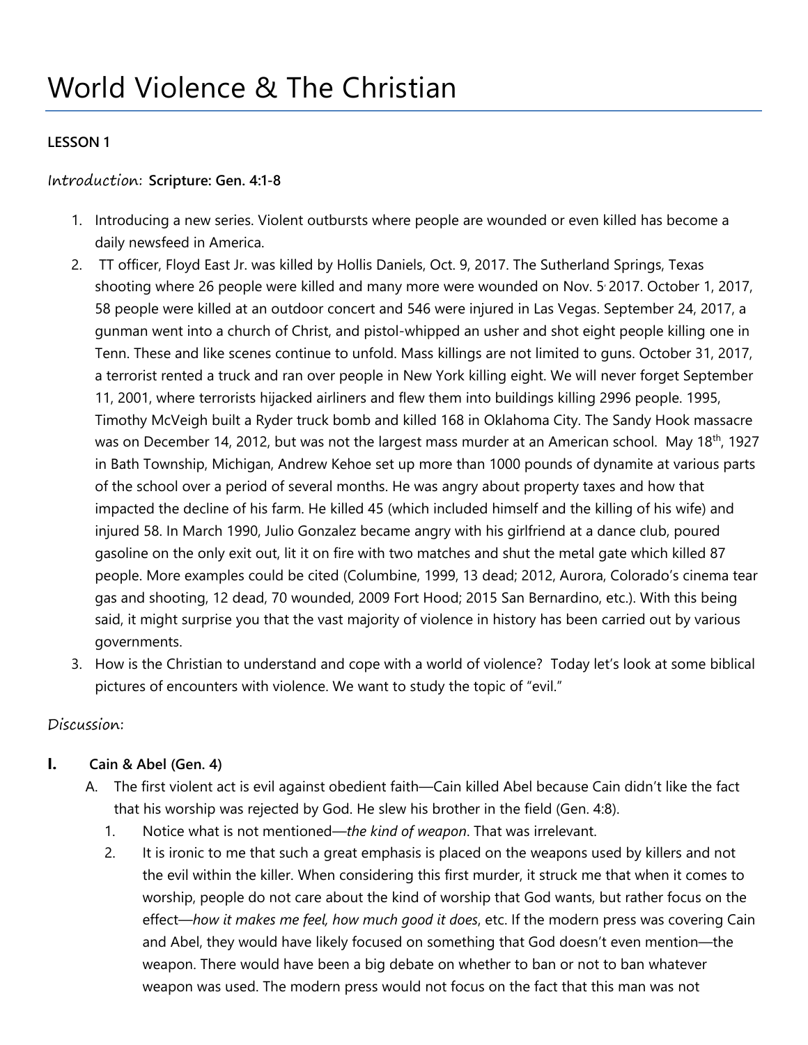# World Violence & The Christian

**LESSON 1**

*Introduction*: **Scripture: Gen. 4:1-8**

1. Introducing a new series. Violent outbursts where people are wounded or even killed has become a daily newsfeed in America.
2. TT officer, Floyd East Jr. was killed by Hollis Daniels, Oct. 9, 2017. The Sutherland Springs, Texas shooting where 26 people were killed and many more were wounded on Nov. 5, 2017. October 1, 2017, 58 people were killed at an outdoor concert and 546 were injured in Las Vegas. September 24, 2017, a gunman went into a church of Christ, and pistol-whipped an usher and shot eight people killing one in Tenn. These and like scenes continue to unfold. Mass killings are not limited to guns. October 31, 2017, a terrorist rented a truck and ran over people in New York killing eight. We will never forget September 11, 2001, where terrorists hijacked airliners and flew them into buildings killing 2996 people. 1995, Timothy McVeigh built a Ryder truck bomb and killed 168 in Oklahoma City. The Sandy Hook massacre was on December 14, 2012, but was not the largest mass murder at an American school. May 18th, 1927 in Bath Township, Michigan, Andrew Kehoe set up more than 1000 pounds of dynamite at various parts of the school over a period of several months. He was angry about property taxes and how that impacted the decline of his farm. He killed 45 (which included himself and the killing of his wife) and injured 58. In March 1990, Julio Gonzalez became angry with his girlfriend at a dance club, poured gasoline on the only exit out, lit it on fire with two matches and shut the metal gate which killed 87 people. More examples could be cited (Columbine, 1999, 13 dead; 2012, Aurora, Colorado's cinema tear gas and shooting, 12 dead, 70 wounded, 2009 Fort Hood; 2015 San Bernardino, etc.). With this being said, it might surprise you that the vast majority of violence in history has been carried out by various governments.
3. How is the Christian to understand and cope with a world of violence? Today let's look at some biblical pictures of encounters with violence. We want to study the topic of "evil."

*Discussion:*

## I. Cain & Abel (Gen. 4)

A. The first violent act is evil against obedient faith—Cain killed Abel because Cain didn't like the fact that his worship was rejected by God. He slew his brother in the field (Gen. 4:8).

1. Notice what is not mentioned—*the kind of weapon*. That was irrelevant.
2. It is ironic to me that such a great emphasis is placed on the weapons used by killers and not the evil within the killer. When considering this first murder, it struck me that when it comes to worship, people do not care about the kind of worship that God wants, but rather focus on the effect—*how it makes me feel, how much good it does*, etc. If the modern press was covering Cain and Abel, they would have likely focused on something that God doesn't even mention—the weapon. There would have been a big debate on whether to ban or not to ban whatever weapon was used. The modern press would not focus on the fact that this man was not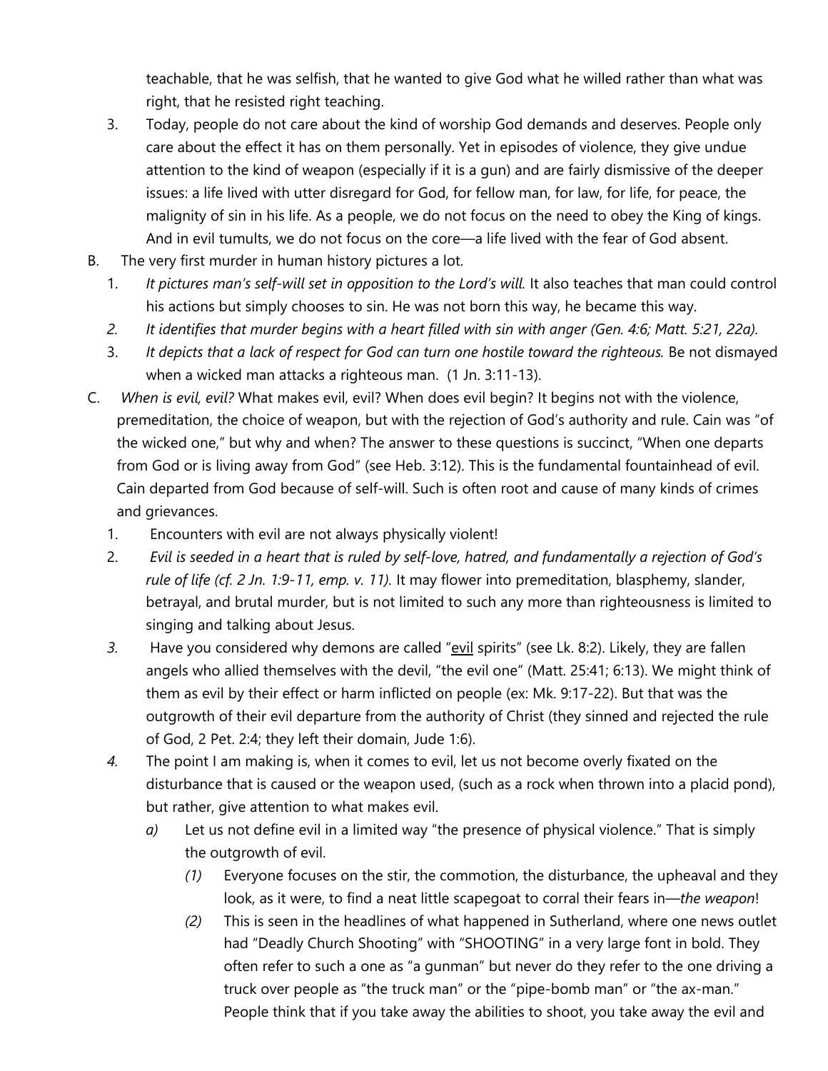teachable, that he was selfish, that he wanted to give God what he willed rather than what was right, that he resisted right teaching.

3. Today, people do not care about the kind of worship God demands and deserves. People only care about the effect it has on them personally. Yet in episodes of violence, they give undue attention to the kind of weapon (especially if it is a gun) and are fairly dismissive of the deeper issues: a life lived with utter disregard for God, for fellow man, for law, for life, for peace, the malignity of sin in his life. As a people, we do not focus on the need to obey the King of kings. And in evil tumults, we do not focus on the core—a life lived with the fear of God absent.

B. The very first murder in human history pictures a lot.

1. *It pictures man's self-will set in opposition to the Lord's will.* It also teaches that man could control his actions but simply chooses to sin. He was not born this way, he became this way.
2. *It identifies that murder begins with a heart filled with sin with anger (Gen. 4:6; Matt. 5:21, 22a).*
3. *It depicts that a lack of respect for God can turn one hostile toward the righteous.* Be not dismayed when a wicked man attacks a righteous man. (1 Jn. 3:11-13).

C. *When is evil, evil?* What makes evil, evil? When does evil begin? It begins not with the violence, premeditation, the choice of weapon, but with the rejection of God's authority and rule. Cain was "of the wicked one," but why and when? The answer to these questions is succinct, "When one departs from God or is living away from God" (see Heb. 3:12). This is the fundamental fountainhead of evil. Cain departed from God because of self-will. Such is often root and cause of many kinds of crimes and grievances.

1. Encounters with evil are not always physically violent!
2. *Evil is seeded in a heart that is ruled by self-love, hatred, and fundamentally a rejection of God's rule of life (cf. 2 Jn. 1:9-11, emp. v. 11).* It may flower into premeditation, blasphemy, slander, betrayal, and brutal murder, but is not limited to such any more than righteousness is limited to singing and talking about Jesus.
3. Have you considered why demons are called "<u>evil</u> spirits" (see Lk. 8:2). Likely, they are fallen angels who allied themselves with the devil, "the evil one" (Matt. 25:41; 6:13). We might think of them as evil by their effect or harm inflicted on people (ex: Mk. 9:17-22). But that was the outgrowth of their evil departure from the authority of Christ (they sinned and rejected the rule of God, 2 Pet. 2:4; they left their domain, Jude 1:6).
4. The point I am making is, when it comes to evil, let us not become overly fixated on the disturbance that is caused or the weapon used, (such as a rock when thrown into a placid pond), but rather, give attention to what makes evil.
   *a)* Let us not define evil in a limited way "the presence of physical violence." That is simply the outgrowth of evil.
      *(1)* Everyone focuses on the stir, the commotion, the disturbance, the upheaval and they look, as it were, to find a neat little scapegoat to corral their fears in—*the weapon*!
      *(2)* This is seen in the headlines of what happened in Sutherland, where one news outlet had "Deadly Church Shooting" with "SHOOTING" in a very large font in bold. They often refer to such a one as "a gunman" but never do they refer to the one driving a truck over people as "the truck man" or the "pipe-bomb man" or "the ax-man." People think that if you take away the abilities to shoot, you take away the evil and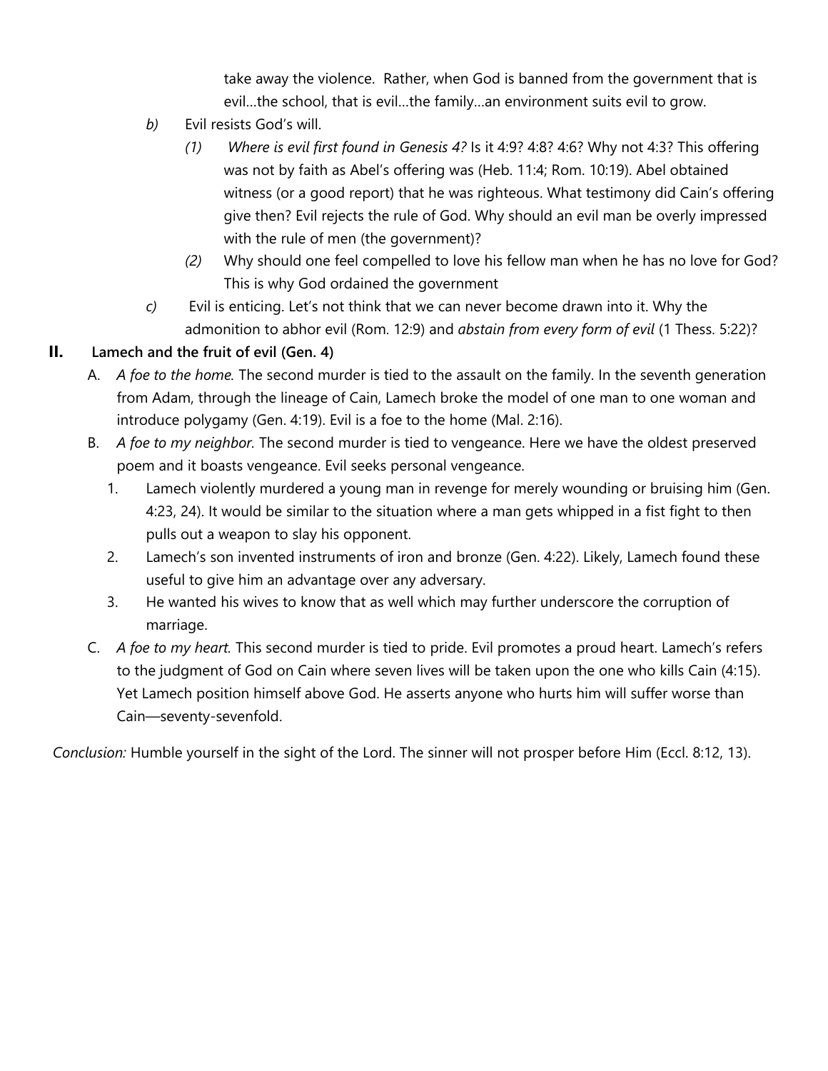take away the violence.  Rather, when God is banned from the government that is evil…the school, that is evil…the family…an environment suits evil to grow.

*b)* Evil resists God's will.

*(1)* *Where is evil first found in Genesis 4?* Is it 4:9? 4:8? 4:6? Why not 4:3? This offering was not by faith as Abel's offering was (Heb. 11:4; Rom. 10:19). Abel obtained witness (or a good report) that he was righteous. What testimony did Cain's offering give then? Evil rejects the rule of God. Why should an evil man be overly impressed with the rule of men (the government)?

*(2)* Why should one feel compelled to love his fellow man when he has no love for God? This is why God ordained the government

*c)* Evil is enticing. Let's not think that we can never become drawn into it. Why the admonition to abhor evil (Rom. 12:9) and *abstain from every form of evil* (1 Thess. 5:22)?

## II. Lamech and the fruit of evil (Gen. 4)

A. *A foe to the home.* The second murder is tied to the assault on the family. In the seventh generation from Adam, through the lineage of Cain, Lamech broke the model of one man to one woman and introduce polygamy (Gen. 4:19). Evil is a foe to the home (Mal. 2:16).

B. *A foe to my neighbor.* The second murder is tied to vengeance. Here we have the oldest preserved poem and it boasts vengeance. Evil seeks personal vengeance.

1. Lamech violently murdered a young man in revenge for merely wounding or bruising him (Gen. 4:23, 24). It would be similar to the situation where a man gets whipped in a fist fight to then pulls out a weapon to slay his opponent.
2. Lamech's son invented instruments of iron and bronze (Gen. 4:22). Likely, Lamech found these useful to give him an advantage over any adversary.
3. He wanted his wives to know that as well which may further underscore the corruption of marriage.

C. *A foe to my heart.* This second murder is tied to pride. Evil promotes a proud heart. Lamech's refers to the judgment of God on Cain where seven lives will be taken upon the one who kills Cain (4:15). Yet Lamech position himself above God. He asserts anyone who hurts him will suffer worse than Cain—seventy-sevenfold.

*Conclusion:* Humble yourself in the sight of the Lord. The sinner will not prosper before Him (Eccl. 8:12, 13).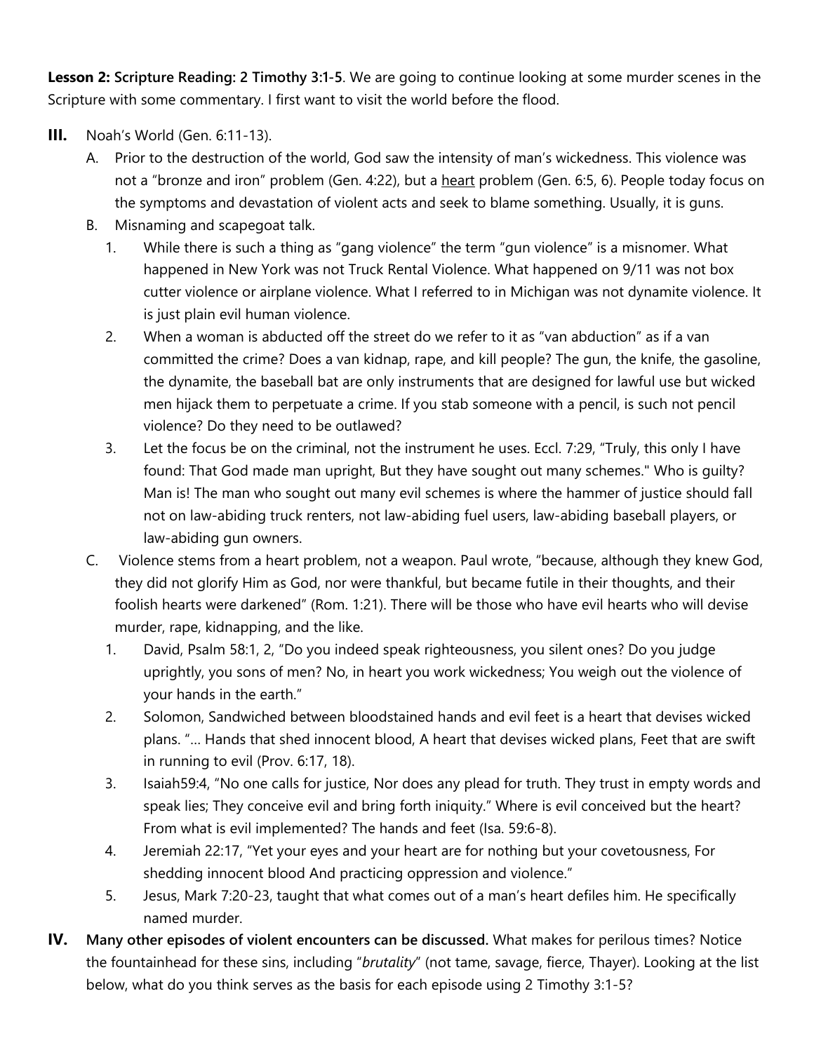**Lesson 2: Scripture Reading: 2 Timothy 3:1-5**. We are going to continue looking at some murder scenes in the Scripture with some commentary. I first want to visit the world before the flood.

**III.** Noah's World (Gen. 6:11-13).

A. Prior to the destruction of the world, God saw the intensity of man's wickedness. This violence was not a "bronze and iron" problem (Gen. 4:22), but a <u>heart</u> problem (Gen. 6:5, 6). People today focus on the symptoms and devastation of violent acts and seek to blame something. Usually, it is guns.

B. Misnaming and scapegoat talk.

1. While there is such a thing as "gang violence" the term "gun violence" is a misnomer. What happened in New York was not Truck Rental Violence. What happened on 9/11 was not box cutter violence or airplane violence. What I referred to in Michigan was not dynamite violence. It is just plain evil human violence.
2. When a woman is abducted off the street do we refer to it as "van abduction" as if a van committed the crime? Does a van kidnap, rape, and kill people? The gun, the knife, the gasoline, the dynamite, the baseball bat are only instruments that are designed for lawful use but wicked men hijack them to perpetuate a crime. If you stab someone with a pencil, is such not pencil violence? Do they need to be outlawed?
3. Let the focus be on the criminal, not the instrument he uses. Eccl. 7:29, "Truly, this only I have found: That God made man upright, But they have sought out many schemes." Who is guilty? Man is! The man who sought out many evil schemes is where the hammer of justice should fall not on law-abiding truck renters, not law-abiding fuel users, law-abiding baseball players, or law-abiding gun owners.

C. Violence stems from a heart problem, not a weapon. Paul wrote, "because, although they knew God, they did not glorify Him as God, nor were thankful, but became futile in their thoughts, and their foolish hearts were darkened" (Rom. 1:21). There will be those who have evil hearts who will devise murder, rape, kidnapping, and the like.

1. David, Psalm 58:1, 2, "Do you indeed speak righteousness, you silent ones? Do you judge uprightly, you sons of men? No, in heart you work wickedness; You weigh out the violence of your hands in the earth."
2. Solomon, Sandwiched between bloodstained hands and evil feet is a heart that devises wicked plans. "… Hands that shed innocent blood, A heart that devises wicked plans, Feet that are swift in running to evil (Prov. 6:17, 18).
3. Isaiah59:4, "No one calls for justice, Nor does any plead for truth. They trust in empty words and speak lies; They conceive evil and bring forth iniquity." Where is evil conceived but the heart? From what is evil implemented? The hands and feet (Isa. 59:6-8).
4. Jeremiah 22:17, "Yet your eyes and your heart are for nothing but your covetousness, For shedding innocent blood And practicing oppression and violence."
5. Jesus, Mark 7:20-23, taught that what comes out of a man's heart defiles him. He specifically named murder.

**IV.** **Many other episodes of violent encounters can be discussed.** What makes for perilous times? Notice the fountainhead for these sins, including "*brutality*" (not tame, savage, fierce, Thayer). Looking at the list below, what do you think serves as the basis for each episode using 2 Timothy 3:1-5?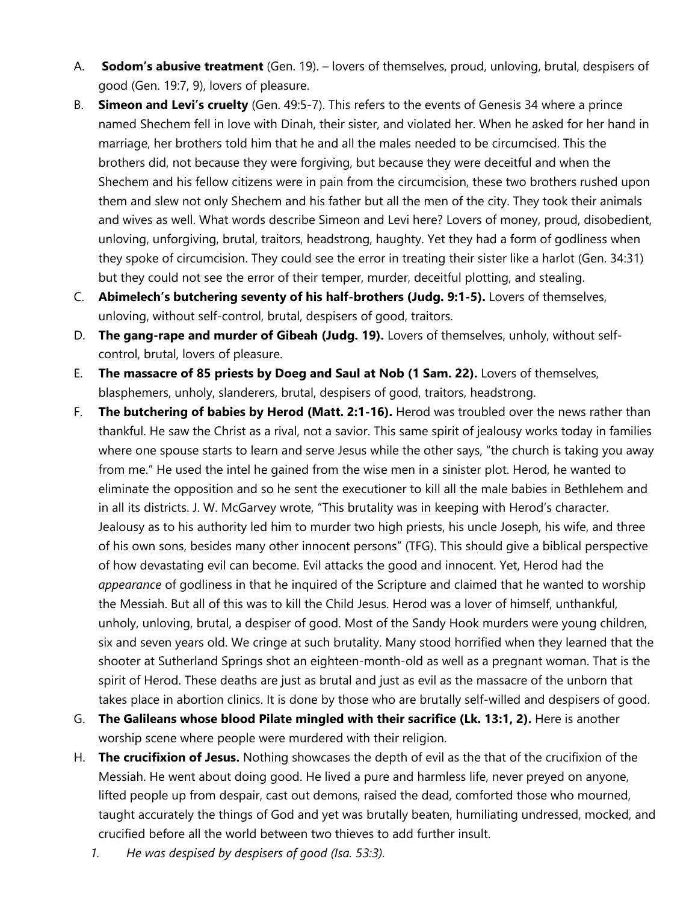A. **Sodom's abusive treatment** (Gen. 19). – lovers of themselves, proud, unloving, brutal, despisers of good (Gen. 19:7, 9), lovers of pleasure.

B. **Simeon and Levi's cruelty** (Gen. 49:5-7). This refers to the events of Genesis 34 where a prince named Shechem fell in love with Dinah, their sister, and violated her. When he asked for her hand in marriage, her brothers told him that he and all the males needed to be circumcised. This the brothers did, not because they were forgiving, but because they were deceitful and when the Shechem and his fellow citizens were in pain from the circumcision, these two brothers rushed upon them and slew not only Shechem and his father but all the men of the city. They took their animals and wives as well. What words describe Simeon and Levi here? Lovers of money, proud, disobedient, unloving, unforgiving, brutal, traitors, headstrong, haughty. Yet they had a form of godliness when they spoke of circumcision. They could see the error in treating their sister like a harlot (Gen. 34:31) but they could not see the error of their temper, murder, deceitful plotting, and stealing.

C. **Abimelech's butchering seventy of his half-brothers (Judg. 9:1-5).** Lovers of themselves, unloving, without self-control, brutal, despisers of good, traitors.

D. **The gang-rape and murder of Gibeah (Judg. 19).** Lovers of themselves, unholy, without self-control, brutal, lovers of pleasure.

E. **The massacre of 85 priests by Doeg and Saul at Nob (1 Sam. 22).** Lovers of themselves, blasphemers, unholy, slanderers, brutal, despisers of good, traitors, headstrong.

F. **The butchering of babies by Herod (Matt. 2:1-16).** Herod was troubled over the news rather than thankful. He saw the Christ as a rival, not a savior. This same spirit of jealousy works today in families where one spouse starts to learn and serve Jesus while the other says, "the church is taking you away from me." He used the intel he gained from the wise men in a sinister plot. Herod, he wanted to eliminate the opposition and so he sent the executioner to kill all the male babies in Bethlehem and in all its districts. J. W. McGarvey wrote, "This brutality was in keeping with Herod's character. Jealousy as to his authority led him to murder two high priests, his uncle Joseph, his wife, and three of his own sons, besides many other innocent persons" (TFG). This should give a biblical perspective of how devastating evil can become. Evil attacks the good and innocent. Yet, Herod had the *appearance* of godliness in that he inquired of the Scripture and claimed that he wanted to worship the Messiah. But all of this was to kill the Child Jesus. Herod was a lover of himself, unthankful, unholy, unloving, brutal, a despiser of good. Most of the Sandy Hook murders were young children, six and seven years old. We cringe at such brutality. Many stood horrified when they learned that the shooter at Sutherland Springs shot an eighteen-month-old as well as a pregnant woman. That is the spirit of Herod. These deaths are just as brutal and just as evil as the massacre of the unborn that takes place in abortion clinics. It is done by those who are brutally self-willed and despisers of good.

G. **The Galileans whose blood Pilate mingled with their sacrifice (Lk. 13:1, 2).** Here is another worship scene where people were murdered with their religion.

H. **The crucifixion of Jesus.** Nothing showcases the depth of evil as the that of the crucifixion of the Messiah. He went about doing good. He lived a pure and harmless life, never preyed on anyone, lifted people up from despair, cast out demons, raised the dead, comforted those who mourned, taught accurately the things of God and yet was brutally beaten, humiliating undressed, mocked, and crucified before all the world between two thieves to add further insult.

   1. *He was despised by despisers of good (Isa. 53:3).*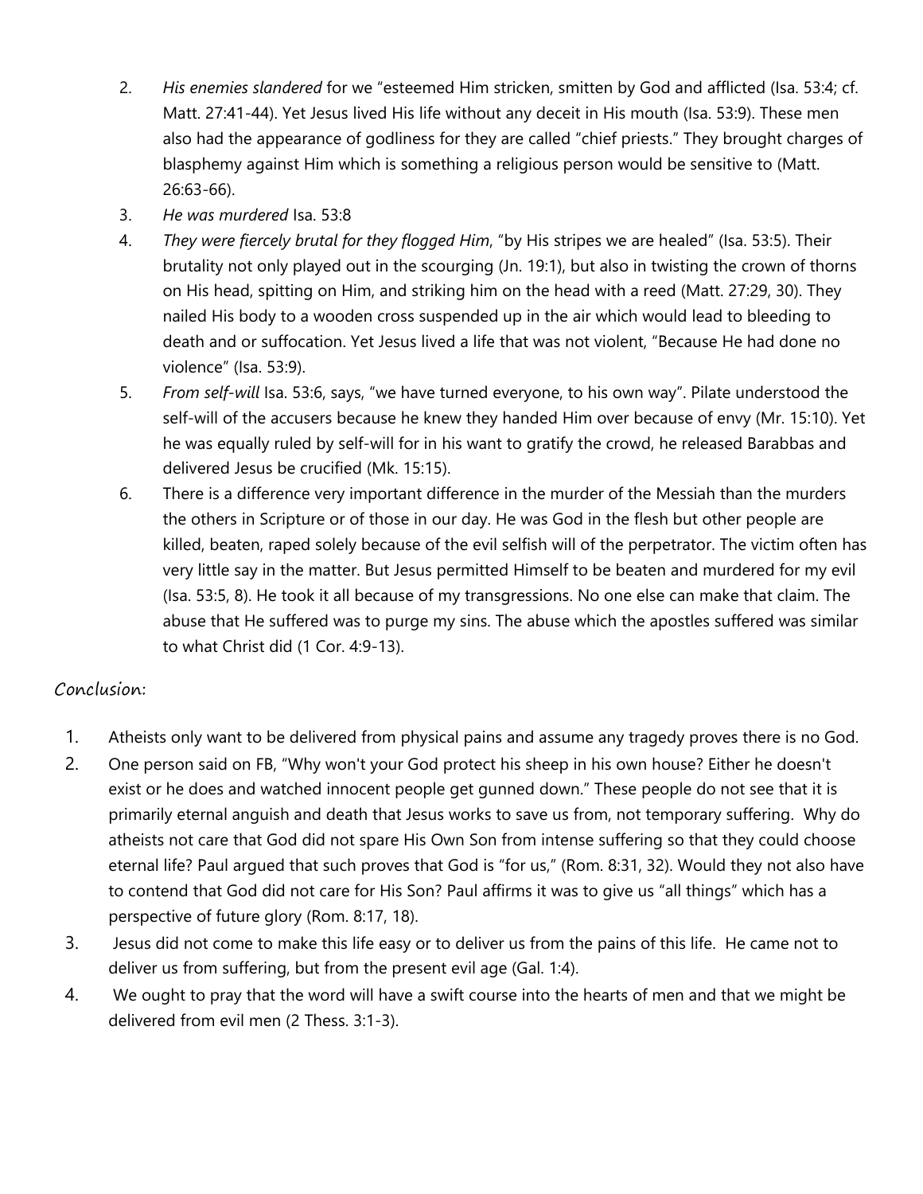2. *His enemies slandered* for we "esteemed Him stricken, smitten by God and afflicted (Isa. 53:4; cf. Matt. 27:41-44). Yet Jesus lived His life without any deceit in His mouth (Isa. 53:9). These men also had the appearance of godliness for they are called "chief priests." They brought charges of blasphemy against Him which is something a religious person would be sensitive to (Matt. 26:63-66).
3. *He was murdered* Isa. 53:8
4. *They were fiercely brutal for they flogged Him*, "by His stripes we are healed" (Isa. 53:5). Their brutality not only played out in the scourging (Jn. 19:1), but also in twisting the crown of thorns on His head, spitting on Him, and striking him on the head with a reed (Matt. 27:29, 30). They nailed His body to a wooden cross suspended up in the air which would lead to bleeding to death and or suffocation. Yet Jesus lived a life that was not violent, "Because He had done no violence" (Isa. 53:9).
5. *From self-will* Isa. 53:6, says, "we have turned everyone, to his own way". Pilate understood the self-will of the accusers because he knew they handed Him over because of envy (Mr. 15:10). Yet he was equally ruled by self-will for in his want to gratify the crowd, he released Barabbas and delivered Jesus be crucified (Mk. 15:15).
6. There is a difference very important difference in the murder of the Messiah than the murders the others in Scripture or of those in our day. He was God in the flesh but other people are killed, beaten, raped solely because of the evil selfish will of the perpetrator. The victim often has very little say in the matter. But Jesus permitted Himself to be beaten and murdered for my evil (Isa. 53:5, 8). He took it all because of my transgressions. No one else can make that claim. The abuse that He suffered was to purge my sins. The abuse which the apostles suffered was similar to what Christ did (1 Cor. 4:9-13).

## Conclusion:

1. Atheists only want to be delivered from physical pains and assume any tragedy proves there is no God.
2. One person said on FB, "Why won't your God protect his sheep in his own house? Either he doesn't exist or he does and watched innocent people get gunned down." These people do not see that it is primarily eternal anguish and death that Jesus works to save us from, not temporary suffering. Why do atheists not care that God did not spare His Own Son from intense suffering so that they could choose eternal life? Paul argued that such proves that God is "for us," (Rom. 8:31, 32). Would they not also have to contend that God did not care for His Son? Paul affirms it was to give us "all things" which has a perspective of future glory (Rom. 8:17, 18).
3. Jesus did not come to make this life easy or to deliver us from the pains of this life. He came not to deliver us from suffering, but from the present evil age (Gal. 1:4).
4. We ought to pray that the word will have a swift course into the hearts of men and that we might be delivered from evil men (2 Thess. 3:1-3).